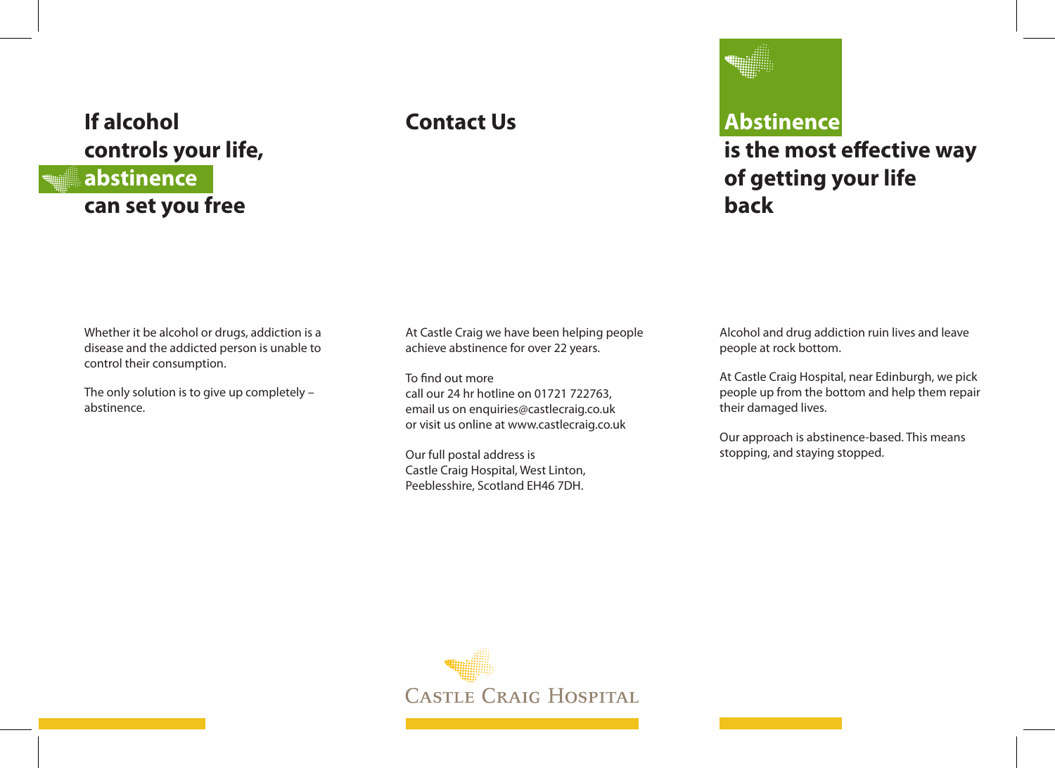## If alcohol controls your life, **abstinence** can set you free

Whether it be alcohol or drugs, addiction is a disease and the addicted person is unable to control their consumption.

The only solution is to give up completely – abstinence.

## Contact Us

At Castle Craig we have been helping people achieve abstinence for over 22 years.

To find out more
call our 24 hr hotline on 01721 722763,
email us on enquiries@castlecraig.co.uk
or visit us online at www.castlecraig.co.uk

Our full postal address is
Castle Craig Hospital, West Linton,
Peeblesshire, Scotland EH46 7DH.

CASTLE CRAIG HOSPITAL

## **Abstinence** is the most effective way of getting your life back

Alcohol and drug addiction ruin lives and leave people at rock bottom.

At Castle Craig Hospital, near Edinburgh, we pick people up from the bottom and help them repair their damaged lives.

Our approach is abstinence-based. This means stopping, and staying stopped.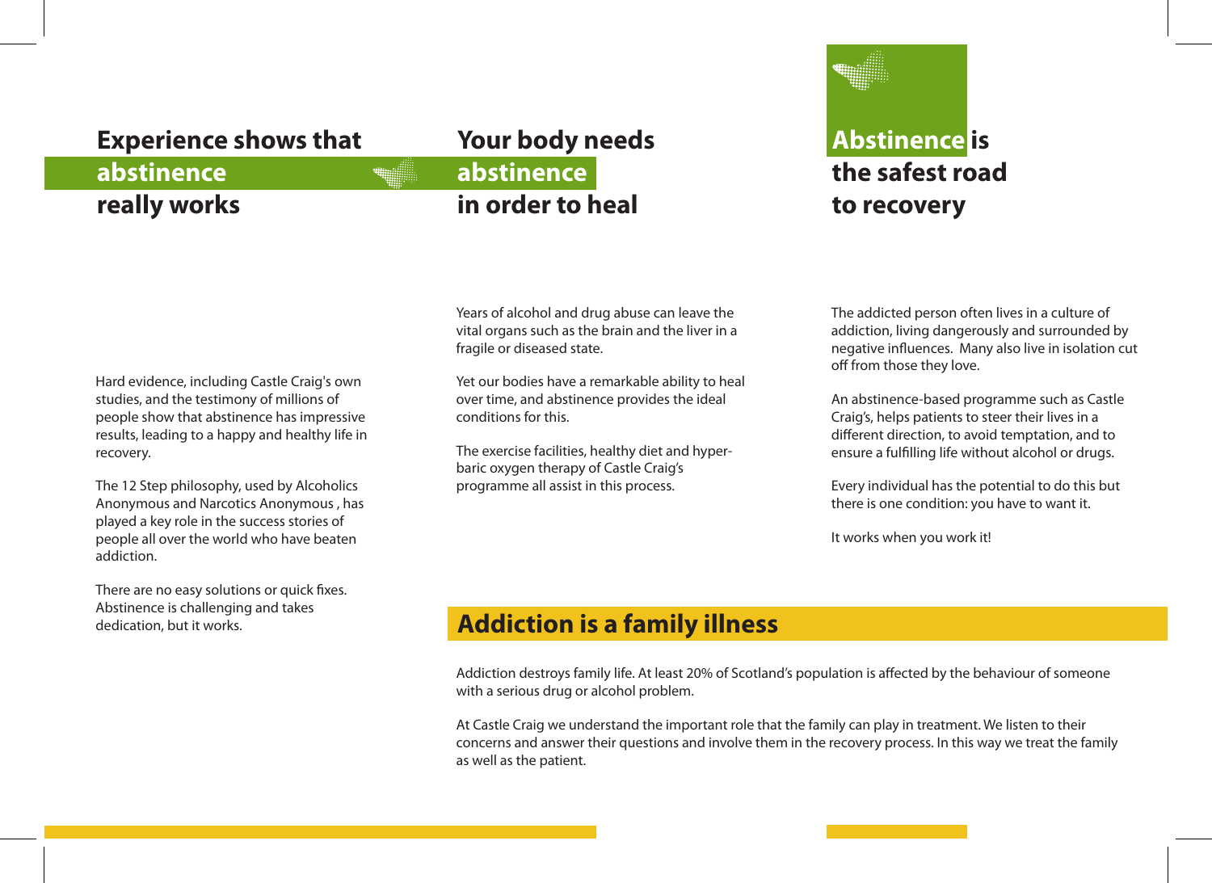## Experience shows that abstinence really works

Hard evidence, including Castle Craig's own studies, and the testimony of millions of people show that abstinence has impressive results, leading to a happy and healthy life in recovery.

The 12 Step philosophy, used by Alcoholics Anonymous and Narcotics Anonymous , has played a key role in the success stories of people all over the world who have beaten addiction.

There are no easy solutions or quick fixes. Abstinence is challenging and takes dedication, but it works.

## Your body needs abstinence in order to heal

Years of alcohol and drug abuse can leave the vital organs such as the brain and the liver in a fragile or diseased state.

Yet our bodies have a remarkable ability to heal over time, and abstinence provides the ideal conditions for this.

The exercise facilities, healthy diet and hyper-baric oxygen therapy of Castle Craig's programme all assist in this process.

## Abstinence is the safest road to recovery

The addicted person often lives in a culture of addiction, living dangerously and surrounded by negative influences. Many also live in isolation cut off from those they love.

An abstinence-based programme such as Castle Craig's, helps patients to steer their lives in a different direction, to avoid temptation, and to ensure a fulfilling life without alcohol or drugs.

Every individual has the potential to do this but there is one condition: you have to want it.

It works when you work it!

## Addiction is a family illness

Addiction destroys family life. At least 20% of Scotland's population is affected by the behaviour of someone with a serious drug or alcohol problem.

At Castle Craig we understand the important role that the family can play in treatment. We listen to their concerns and answer their questions and involve them in the recovery process. In this way we treat the family as well as the patient.